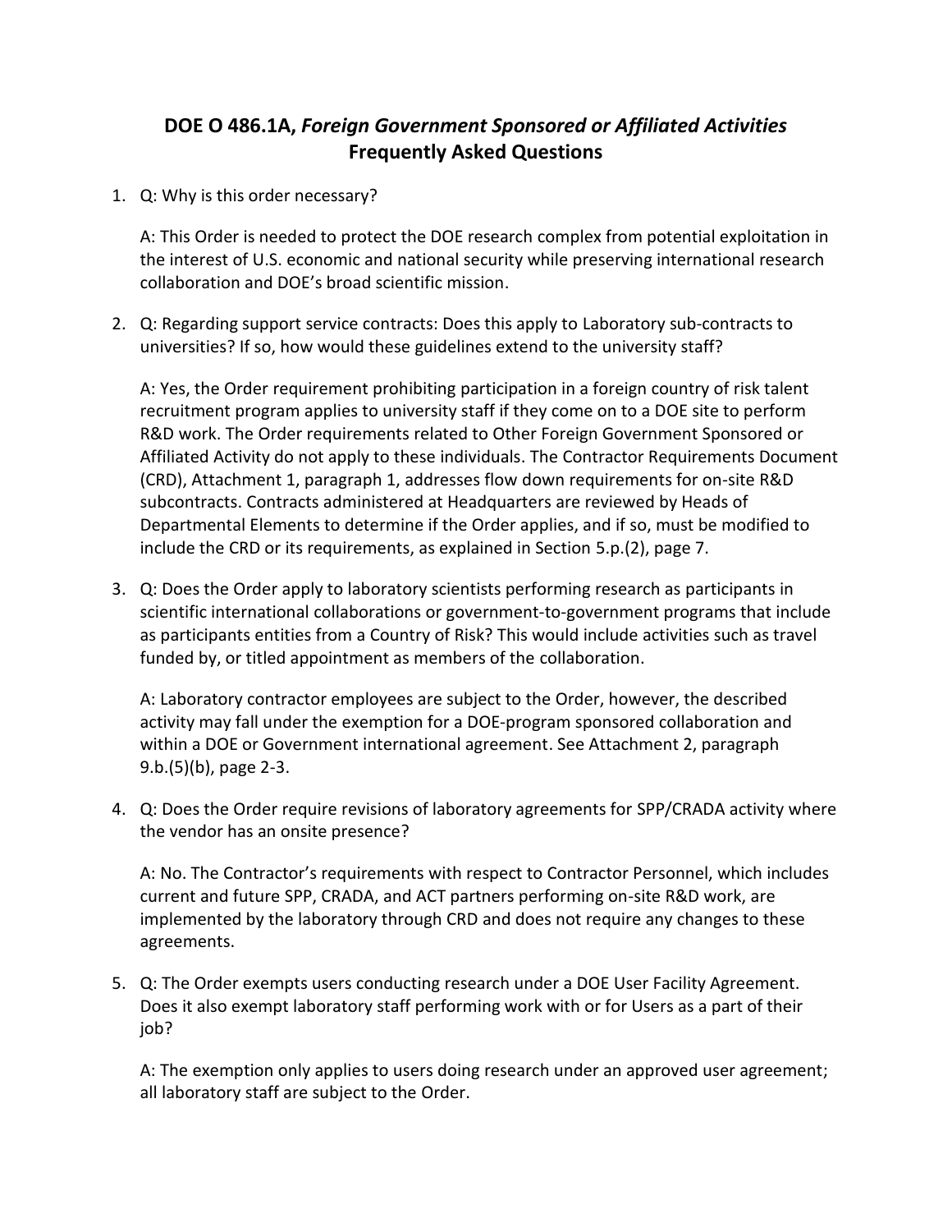# DOE O 486.1A, *Foreign Government Sponsored or Affiliated Activities* Frequently Asked Questions

1. Q: Why is this order necessary?

   A: This Order is needed to protect the DOE research complex from potential exploitation in the interest of U.S. economic and national security while preserving international research collaboration and DOE's broad scientific mission.

2. Q: Regarding support service contracts: Does this apply to Laboratory sub-contracts to universities? If so, how would these guidelines extend to the university staff?

   A: Yes, the Order requirement prohibiting participation in a foreign country of risk talent recruitment program applies to university staff if they come on to a DOE site to perform R&D work. The Order requirements related to Other Foreign Government Sponsored or Affiliated Activity do not apply to these individuals. The Contractor Requirements Document (CRD), Attachment 1, paragraph 1, addresses flow down requirements for on-site R&D subcontracts. Contracts administered at Headquarters are reviewed by Heads of Departmental Elements to determine if the Order applies, and if so, must be modified to include the CRD or its requirements, as explained in Section 5.p.(2), page 7.

3. Q: Does the Order apply to laboratory scientists performing research as participants in scientific international collaborations or government-to-government programs that include as participants entities from a Country of Risk? This would include activities such as travel funded by, or titled appointment as members of the collaboration.

   A: Laboratory contractor employees are subject to the Order, however, the described activity may fall under the exemption for a DOE-program sponsored collaboration and within a DOE or Government international agreement. See Attachment 2, paragraph 9.b.(5)(b), page 2-3.

4. Q: Does the Order require revisions of laboratory agreements for SPP/CRADA activity where the vendor has an onsite presence?

   A: No. The Contractor's requirements with respect to Contractor Personnel, which includes current and future SPP, CRADA, and ACT partners performing on-site R&D work, are implemented by the laboratory through CRD and does not require any changes to these agreements.

5. Q: The Order exempts users conducting research under a DOE User Facility Agreement. Does it also exempt laboratory staff performing work with or for Users as a part of their job?

   A: The exemption only applies to users doing research under an approved user agreement; all laboratory staff are subject to the Order.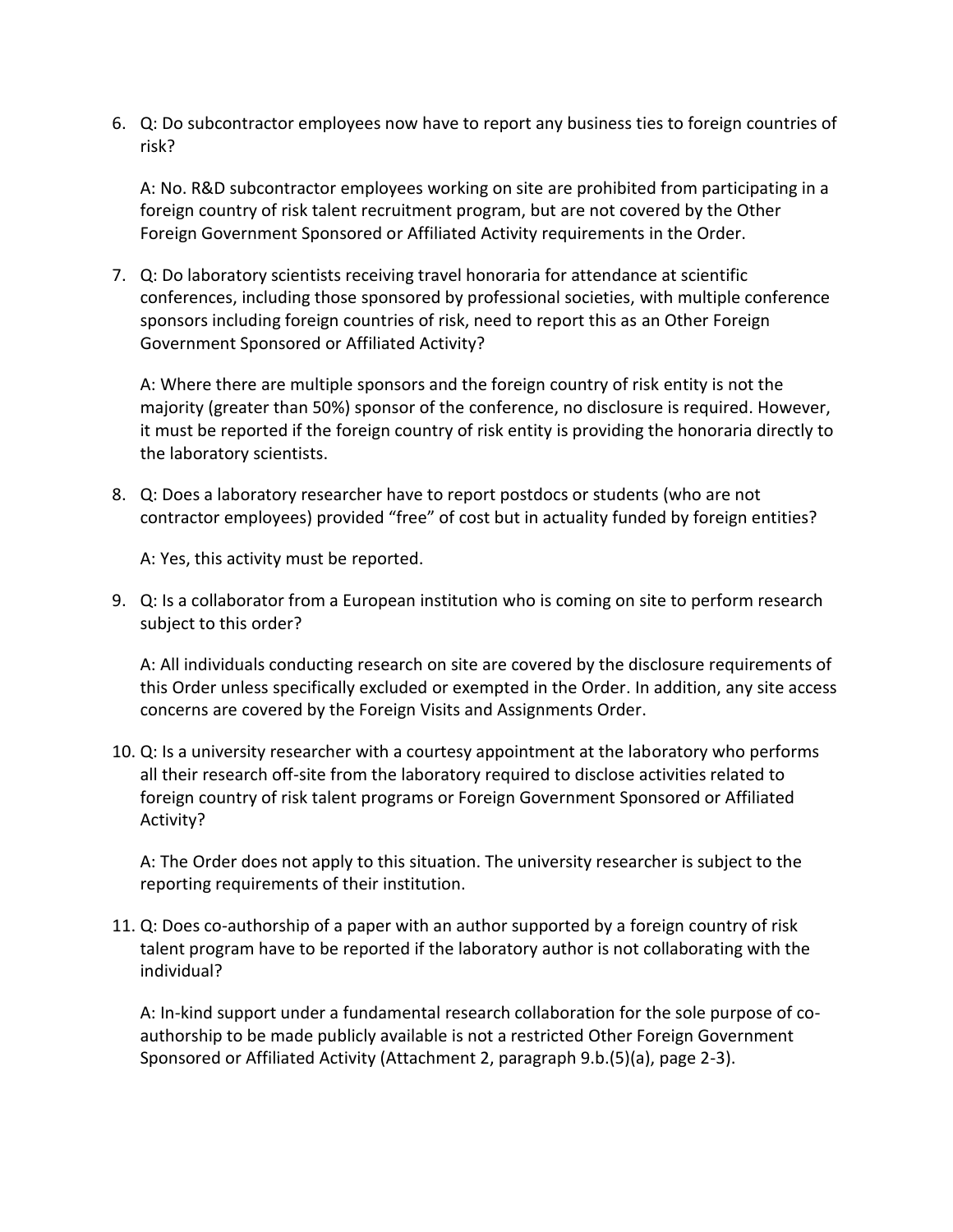6. Q: Do subcontractor employees now have to report any business ties to foreign countries of risk?

   A: No. R&D subcontractor employees working on site are prohibited from participating in a foreign country of risk talent recruitment program, but are not covered by the Other Foreign Government Sponsored or Affiliated Activity requirements in the Order.

7. Q: Do laboratory scientists receiving travel honoraria for attendance at scientific conferences, including those sponsored by professional societies, with multiple conference sponsors including foreign countries of risk, need to report this as an Other Foreign Government Sponsored or Affiliated Activity?

   A: Where there are multiple sponsors and the foreign country of risk entity is not the majority (greater than 50%) sponsor of the conference, no disclosure is required. However, it must be reported if the foreign country of risk entity is providing the honoraria directly to the laboratory scientists.

8. Q: Does a laboratory researcher have to report postdocs or students (who are not contractor employees) provided "free" of cost but in actuality funded by foreign entities?

   A: Yes, this activity must be reported.

9. Q: Is a collaborator from a European institution who is coming on site to perform research subject to this order?

   A: All individuals conducting research on site are covered by the disclosure requirements of this Order unless specifically excluded or exempted in the Order. In addition, any site access concerns are covered by the Foreign Visits and Assignments Order.

10. Q: Is a university researcher with a courtesy appointment at the laboratory who performs all their research off-site from the laboratory required to disclose activities related to foreign country of risk talent programs or Foreign Government Sponsored or Affiliated Activity?

    A: The Order does not apply to this situation. The university researcher is subject to the reporting requirements of their institution.

11. Q: Does co-authorship of a paper with an author supported by a foreign country of risk talent program have to be reported if the laboratory author is not collaborating with the individual?

    A: In-kind support under a fundamental research collaboration for the sole purpose of co-authorship to be made publicly available is not a restricted Other Foreign Government Sponsored or Affiliated Activity (Attachment 2, paragraph 9.b.(5)(a), page 2-3).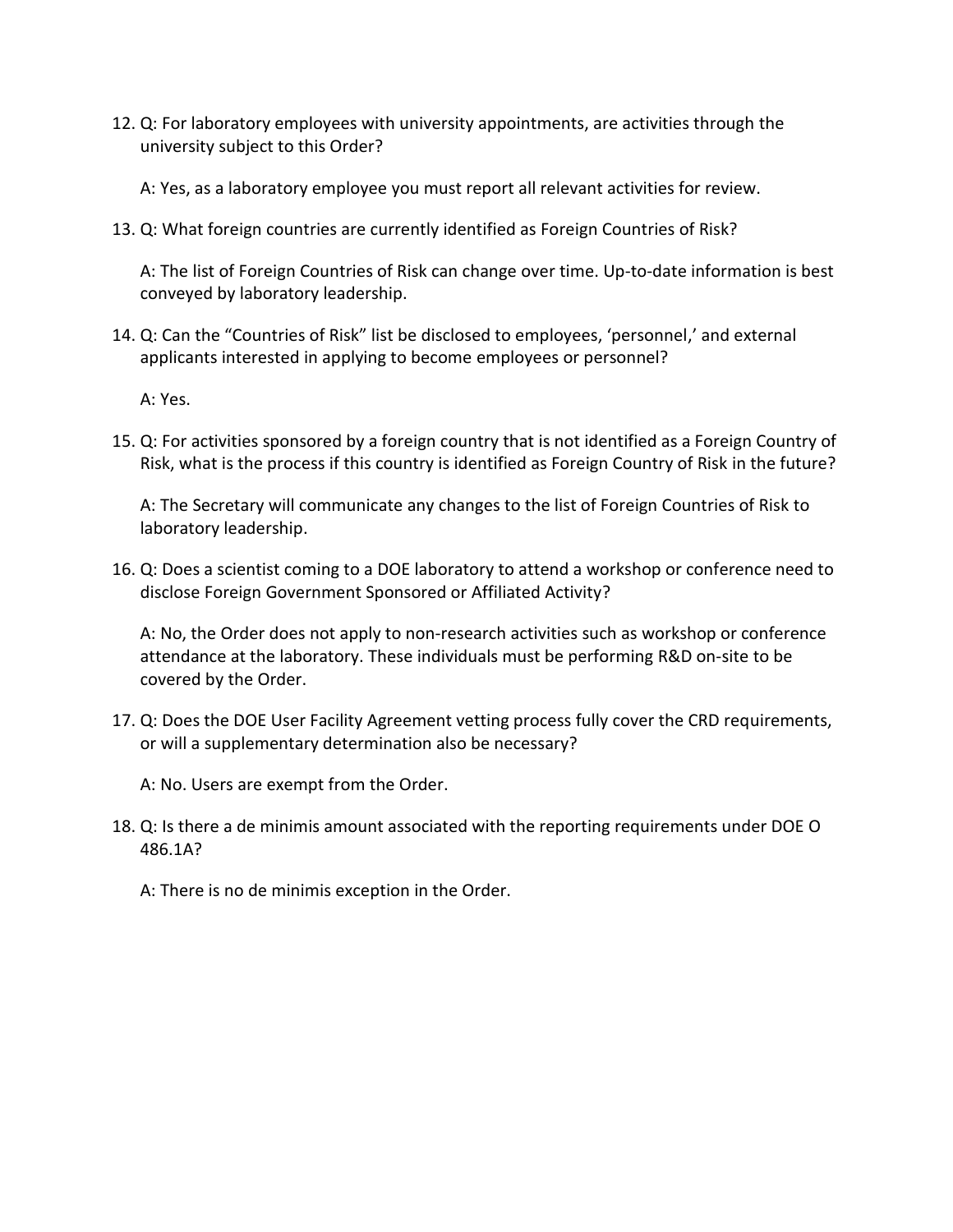12. Q: For laboratory employees with university appointments, are activities through the university subject to this Order?

    A: Yes, as a laboratory employee you must report all relevant activities for review.

13. Q: What foreign countries are currently identified as Foreign Countries of Risk?

    A: The list of Foreign Countries of Risk can change over time. Up-to-date information is best conveyed by laboratory leadership.

14. Q: Can the "Countries of Risk" list be disclosed to employees, 'personnel,' and external applicants interested in applying to become employees or personnel?

    A: Yes.

15. Q: For activities sponsored by a foreign country that is not identified as a Foreign Country of Risk, what is the process if this country is identified as Foreign Country of Risk in the future?

    A: The Secretary will communicate any changes to the list of Foreign Countries of Risk to laboratory leadership.

16. Q: Does a scientist coming to a DOE laboratory to attend a workshop or conference need to disclose Foreign Government Sponsored or Affiliated Activity?

    A: No, the Order does not apply to non-research activities such as workshop or conference attendance at the laboratory. These individuals must be performing R&D on-site to be covered by the Order.

17. Q: Does the DOE User Facility Agreement vetting process fully cover the CRD requirements, or will a supplementary determination also be necessary?

    A: No. Users are exempt from the Order.

18. Q: Is there a de minimis amount associated with the reporting requirements under DOE O 486.1A?

    A: There is no de minimis exception in the Order.